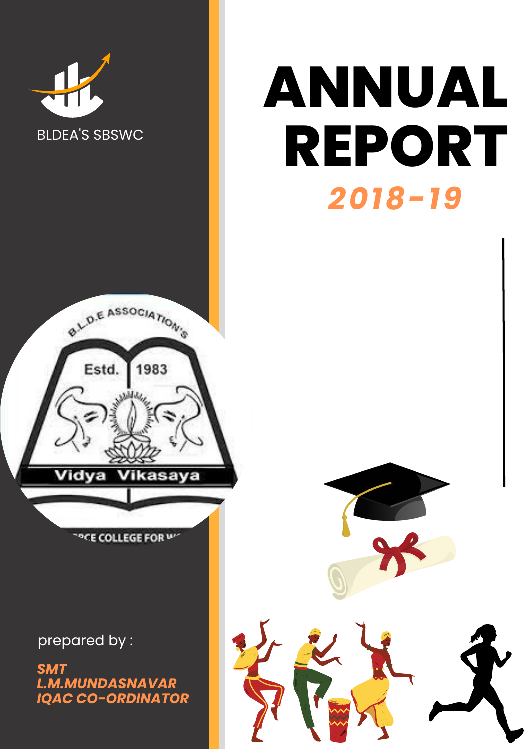BLDEA'S SBSWC

# ANNUAL REPORT

## 2018-19

prepared by :

**SMT L.M.MUNDASNAVAR IQAC CO-ORDINATOR**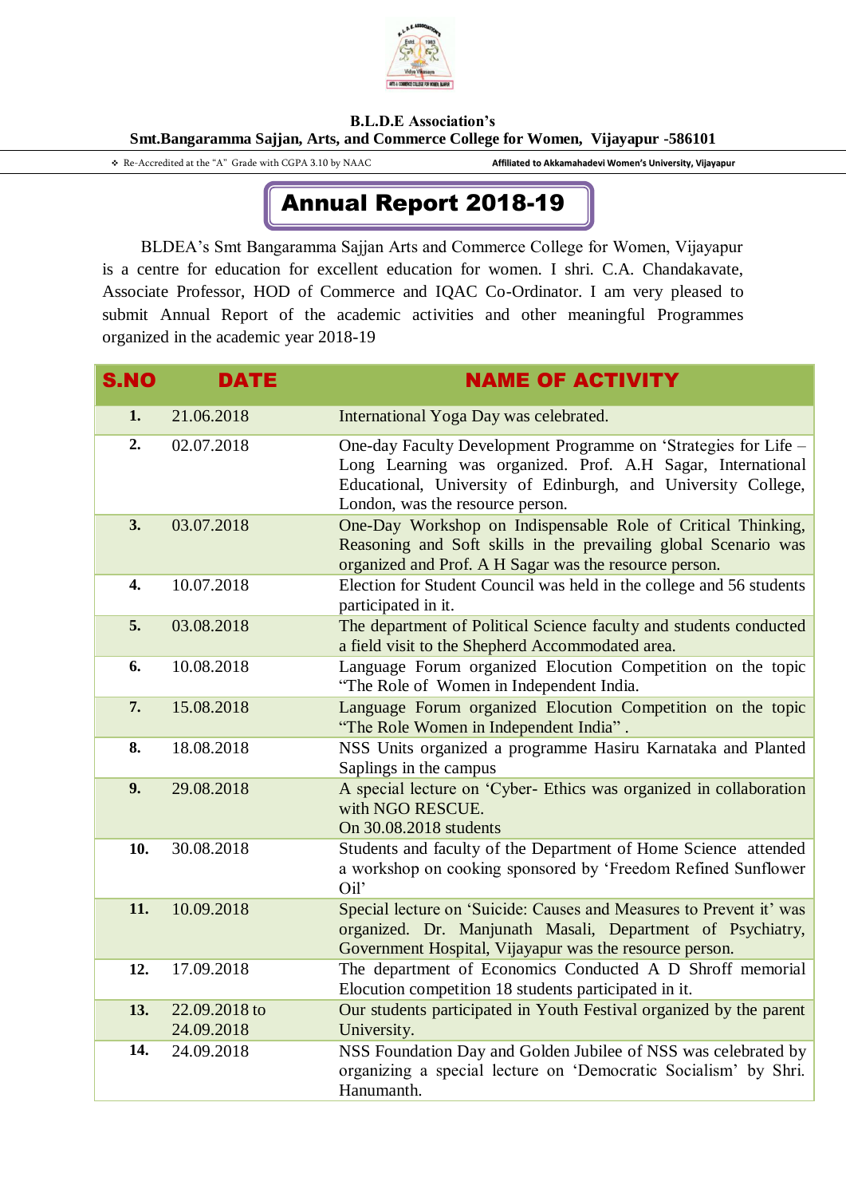**B.L.D.E Association's**
**Smt.Bangaramma Sajjan, Arts, and Commerce College for Women, Vijayapur -586101**

❖ Re-Accredited at the "A" Grade with CGPA 3.10 by NAAC **Affiliated to Akkamahadevi Women's University, Vijayapur**

# Annual Report 2018-19

BLDEA's Smt Bangaramma Sajjan Arts and Commerce College for Women, Vijayapur is a centre for education for excellent education for women. I shri. C.A. Chandakavate, Associate Professor, HOD of Commerce and IQAC Co-Ordinator. I am very pleased to submit Annual Report of the academic activities and other meaningful Programmes organized in the academic year 2018-19

| S.NO | DATE | NAME OF ACTIVITY |
|---|---|---|
| **1.** | 21.06.2018 | International Yoga Day was celebrated. |
| **2.** | 02.07.2018 | One-day Faculty Development Programme on 'Strategies for Life – Long Learning was organized. Prof. A.H Sagar, International Educational, University of Edinburgh, and University College, London, was the resource person. |
| **3.** | 03.07.2018 | One-Day Workshop on Indispensable Role of Critical Thinking, Reasoning and Soft skills in the prevailing global Scenario was organized and Prof. A H Sagar was the resource person. |
| **4.** | 10.07.2018 | Election for Student Council was held in the college and 56 students participated in it. |
| **5.** | 03.08.2018 | The department of Political Science faculty and students conducted a field visit to the Shepherd Accommodated area. |
| **6.** | 10.08.2018 | Language Forum organized Elocution Competition on the topic "The Role of Women in Independent India. |
| **7.** | 15.08.2018 | Language Forum organized Elocution Competition on the topic "The Role Women in Independent India" . |
| **8.** | 18.08.2018 | NSS Units organized a programme Hasiru Karnataka and Planted Saplings in the campus |
| **9.** | 29.08.2018 | A special lecture on 'Cyber- Ethics was organized in collaboration with NGO RESCUE. On 30.08.2018 students |
| **10.** | 30.08.2018 | Students and faculty of the Department of Home Science attended a workshop on cooking sponsored by 'Freedom Refined Sunflower Oil' |
| **11.** | 10.09.2018 | Special lecture on 'Suicide: Causes and Measures to Prevent it' was organized. Dr. Manjunath Masali, Department of Psychiatry, Government Hospital, Vijayapur was the resource person. |
| **12.** | 17.09.2018 | The department of Economics Conducted A D Shroff memorial Elocution competition 18 students participated in it. |
| **13.** | 22.09.2018 to 24.09.2018 | Our students participated in Youth Festival organized by the parent University. |
| **14.** | 24.09.2018 | NSS Foundation Day and Golden Jubilee of NSS was celebrated by organizing a special lecture on 'Democratic Socialism' by Shri. Hanumanth. |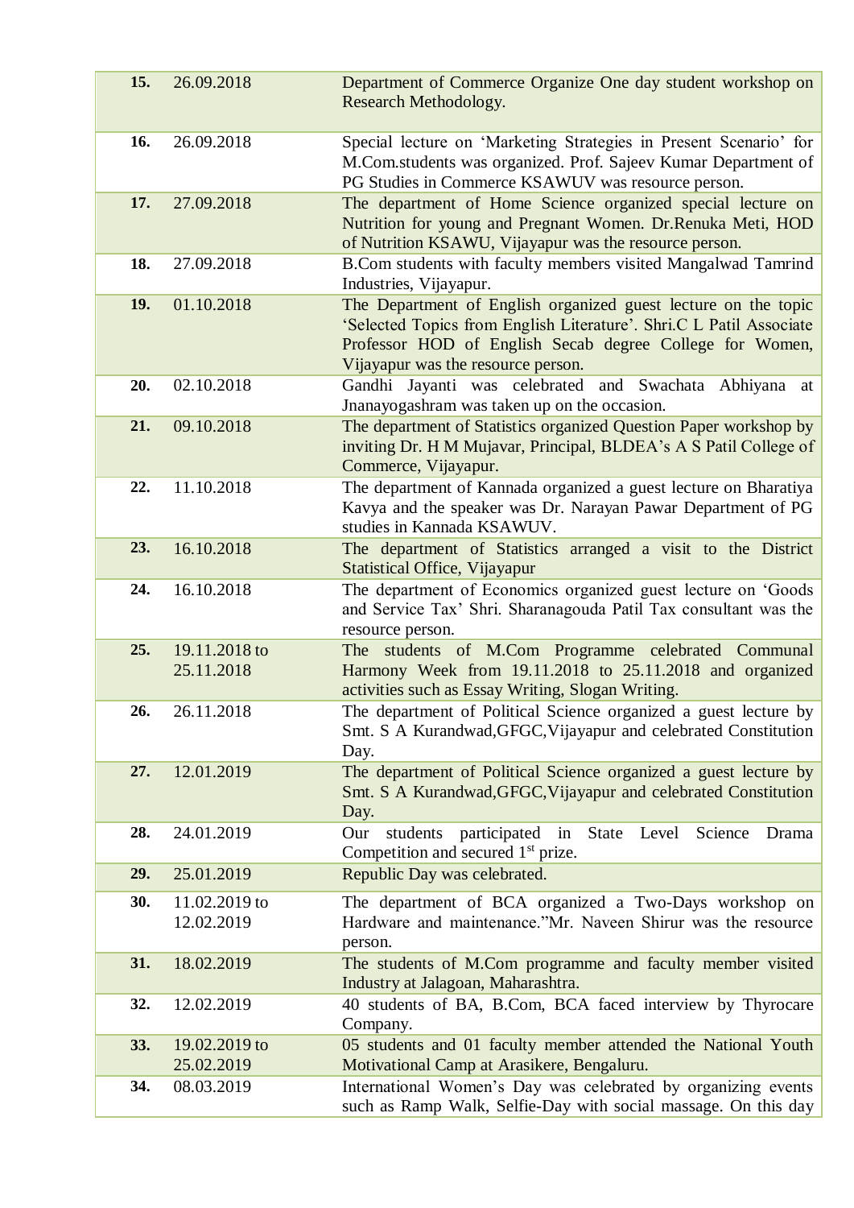| | | |
|---|---|---|
| **15.** | 26.09.2018 | Department of Commerce Organize One day student workshop on Research Methodology. |
| **16.** | 26.09.2018 | Special lecture on 'Marketing Strategies in Present Scenario' for M.Com.students was organized. Prof. Sajeev Kumar Department of PG Studies in Commerce KSAWUV was resource person. |
| **17.** | 27.09.2018 | The department of Home Science organized special lecture on Nutrition for young and Pregnant Women. Dr.Renuka Meti, HOD of Nutrition KSAWU, Vijayapur was the resource person. |
| **18.** | 27.09.2018 | B.Com students with faculty members visited Mangalwad Tamrind Industries, Vijayapur. |
| **19.** | 01.10.2018 | The Department of English organized guest lecture on the topic 'Selected Topics from English Literature'. Shri.C L Patil Associate Professor HOD of English Secab degree College for Women, Vijayapur was the resource person. |
| **20.** | 02.10.2018 | Gandhi Jayanti was celebrated and Swachata Abhiyana at Jnanayogashram was taken up on the occasion. |
| **21.** | 09.10.2018 | The department of Statistics organized Question Paper workshop by inviting Dr. H M Mujavar, Principal, BLDEA's A S Patil College of Commerce, Vijayapur. |
| **22.** | 11.10.2018 | The department of Kannada organized a guest lecture on Bharatiya Kavya and the speaker was Dr. Narayan Pawar Department of PG studies in Kannada KSAWUV. |
| **23.** | 16.10.2018 | The department of Statistics arranged a visit to the District Statistical Office, Vijayapur |
| **24.** | 16.10.2018 | The department of Economics organized guest lecture on 'Goods and Service Tax' Shri. Sharanagouda Patil Tax consultant was the resource person. |
| **25.** | 19.11.2018 to 25.11.2018 | The students of M.Com Programme celebrated Communal Harmony Week from 19.11.2018 to 25.11.2018 and organized activities such as Essay Writing, Slogan Writing. |
| **26.** | 26.11.2018 | The department of Political Science organized a guest lecture by Smt. S A Kurandwad,GFGC,Vijayapur and celebrated Constitution Day. |
| **27.** | 12.01.2019 | The department of Political Science organized a guest lecture by Smt. S A Kurandwad,GFGC,Vijayapur and celebrated Constitution Day. |
| **28.** | 24.01.2019 | Our students participated in State Level Science Drama Competition and secured 1st prize. |
| **29.** | 25.01.2019 | Republic Day was celebrated. |
| **30.** | 11.02.2019 to 12.02.2019 | The department of BCA organized a Two-Days workshop on Hardware and maintenance."Mr. Naveen Shirur was the resource person. |
| **31.** | 18.02.2019 | The students of M.Com programme and faculty member visited Industry at Jalagoan, Maharashtra. |
| **32.** | 12.02.2019 | 40 students of BA, B.Com, BCA faced interview by Thyrocare Company. |
| **33.** | 19.02.2019 to 25.02.2019 | 05 students and 01 faculty member attended the National Youth Motivational Camp at Arasikere, Bengaluru. |
| **34.** | 08.03.2019 | International Women's Day was celebrated by organizing events such as Ramp Walk, Selfie-Day with social massage. On this day |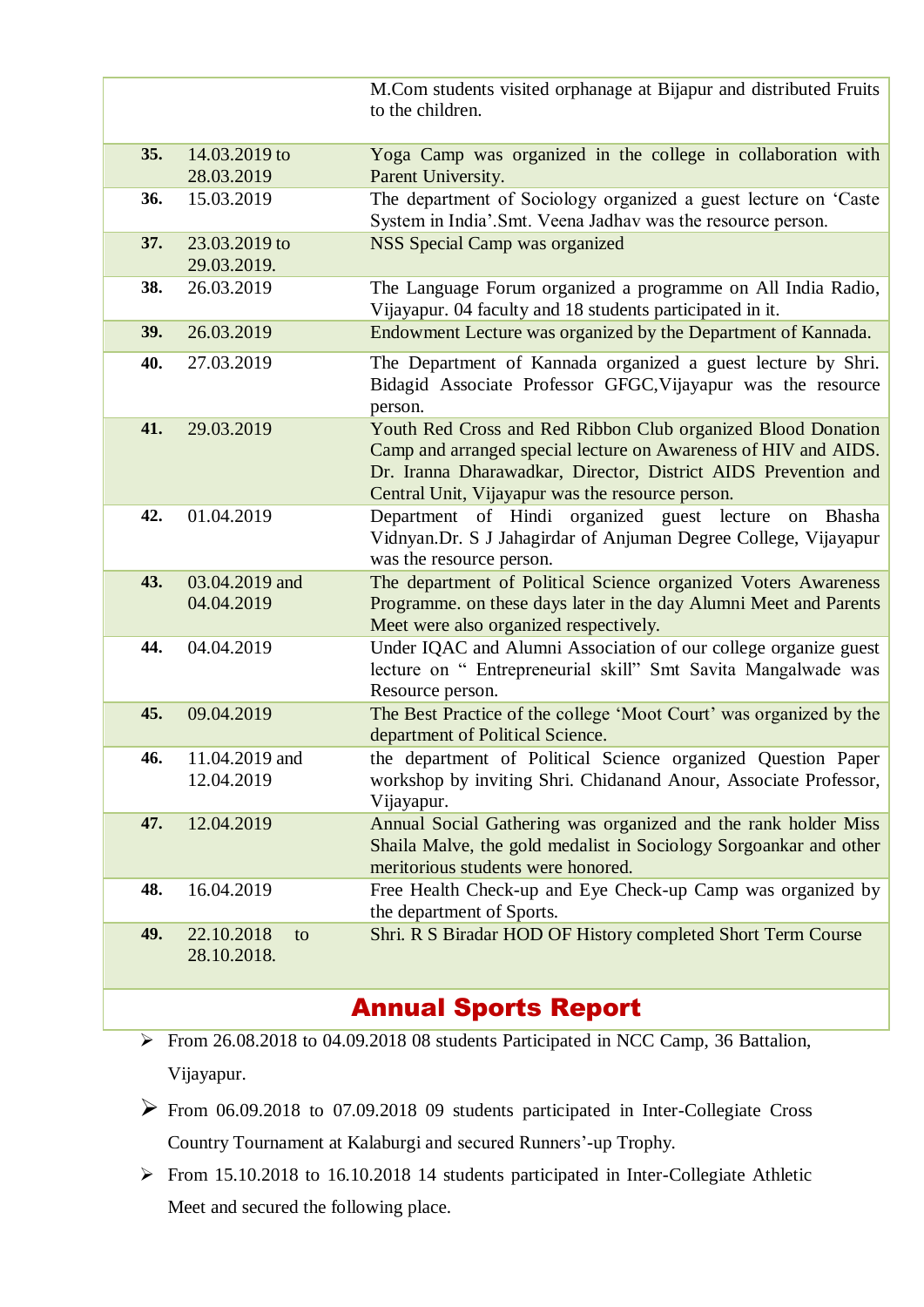| | | |
|---|---|---|
| | | M.Com students visited orphanage at Bijapur and distributed Fruits to the children. |
| **35.** | 14.03.2019 to 28.03.2019 | Yoga Camp was organized in the college in collaboration with Parent University. |
| **36.** | 15.03.2019 | The department of Sociology organized a guest lecture on 'Caste System in India'.Smt. Veena Jadhav was the resource person. |
| **37.** | 23.03.2019 to 29.03.2019. | NSS Special Camp was organized |
| **38.** | 26.03.2019 | The Language Forum organized a programme on All India Radio, Vijayapur. 04 faculty and 18 students participated in it. |
| **39.** | 26.03.2019 | Endowment Lecture was organized by the Department of Kannada. |
| **40.** | 27.03.2019 | The Department of Kannada organized a guest lecture by Shri. Bidagid Associate Professor GFGC,Vijayapur was the resource person. |
| **41.** | 29.03.2019 | Youth Red Cross and Red Ribbon Club organized Blood Donation Camp and arranged special lecture on Awareness of HIV and AIDS. Dr. Iranna Dharawadkar, Director, District AIDS Prevention and Central Unit, Vijayapur was the resource person. |
| **42.** | 01.04.2019 | Department of Hindi organized guest lecture on Bhasha Vidnyan.Dr. S J Jahagirdar of Anjuman Degree College, Vijayapur was the resource person. |
| **43.** | 03.04.2019 and 04.04.2019 | The department of Political Science organized Voters Awareness Programme. on these days later in the day Alumni Meet and Parents Meet were also organized respectively. |
| **44.** | 04.04.2019 | Under IQAC and Alumni Association of our college organize guest lecture on " Entrepreneurial skill" Smt Savita Mangalwade was Resource person. |
| **45.** | 09.04.2019 | The Best Practice of the college 'Moot Court' was organized by the department of Political Science. |
| **46.** | 11.04.2019 and 12.04.2019 | the department of Political Science organized Question Paper workshop by inviting Shri. Chidanand Anour, Associate Professor, Vijayapur. |
| **47.** | 12.04.2019 | Annual Social Gathering was organized and the rank holder Miss Shaila Malve, the gold medalist in Sociology Sorgoankar and other meritorious students were honored. |
| **48.** | 16.04.2019 | Free Health Check-up and Eye Check-up Camp was organized by the department of Sports. |
| **49.** | 22.10.2018 to 28.10.2018. | Shri. R S Biradar HOD OF History completed Short Term Course |

## Annual Sports Report

- From 26.08.2018 to 04.09.2018 08 students Participated in NCC Camp, 36 Battalion, Vijayapur.
- From 06.09.2018 to 07.09.2018 09 students participated in Inter-Collegiate Cross Country Tournament at Kalaburgi and secured Runners'-up Trophy.
- From 15.10.2018 to 16.10.2018 14 students participated in Inter-Collegiate Athletic Meet and secured the following place.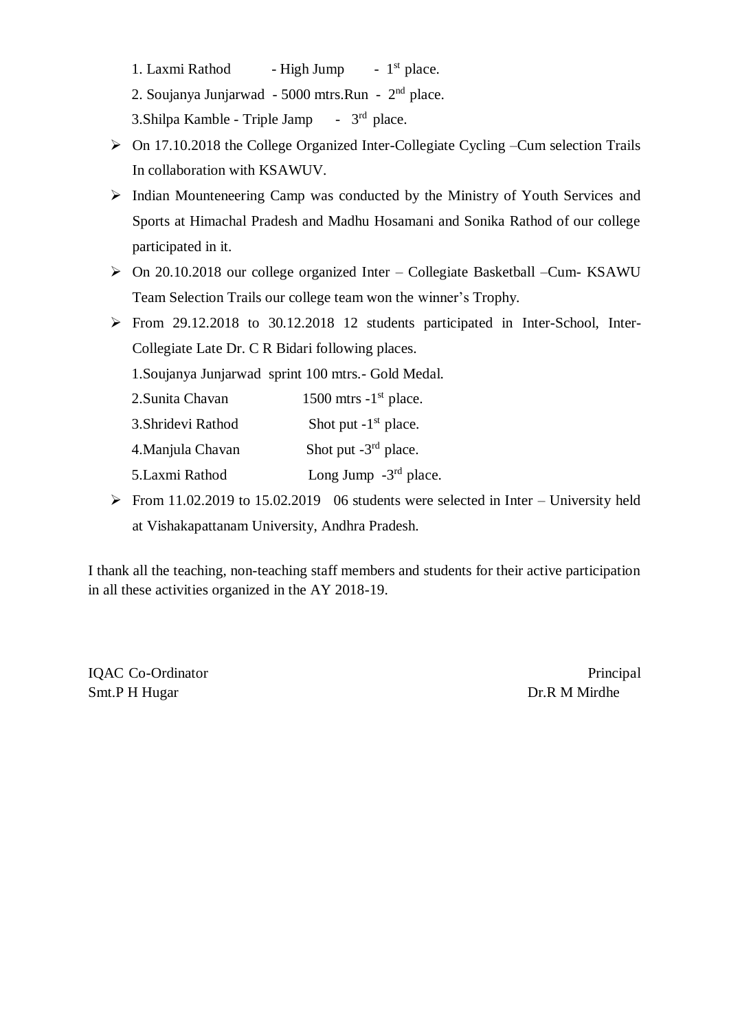1. Laxmi Rathod - High Jump - 1st place.
2. Soujanya Junjarwad - 5000 mtrs.Run - 2nd place.
3. Shilpa Kamble - Triple Jamp - 3rd place.

- On 17.10.2018 the College Organized Inter-Collegiate Cycling –Cum selection Trails In collaboration with KSAWUV.
- Indian Mounteneering Camp was conducted by the Ministry of Youth Services and Sports at Himachal Pradesh and Madhu Hosamani and Sonika Rathod of our college participated in it.
- On 20.10.2018 our college organized Inter – Collegiate Basketball –Cum- KSAWU Team Selection Trails our college team won the winner's Trophy.
- From 29.12.2018 to 30.12.2018 12 students participated in Inter-School, Inter-Collegiate Late Dr. C R Bidari following places.

  1. Soujanya Junjarwad sprint 100 mtrs.- Gold Medal.
  2. Sunita Chavan 1500 mtrs -1st place.
  3. Shridevi Rathod Shot put -1st place.
  4. Manjula Chavan Shot put -3rd place.
  5. Laxmi Rathod Long Jump -3rd place.

- From 11.02.2019 to 15.02.2019 06 students were selected in Inter – University held at Vishakapattanam University, Andhra Pradesh.

I thank all the teaching, non-teaching staff members and students for their active participation in all these activities organized in the AY 2018-19.

IQAC Co-Ordinator
Smt.P H Hugar

Principal
Dr.R M Mirdhe